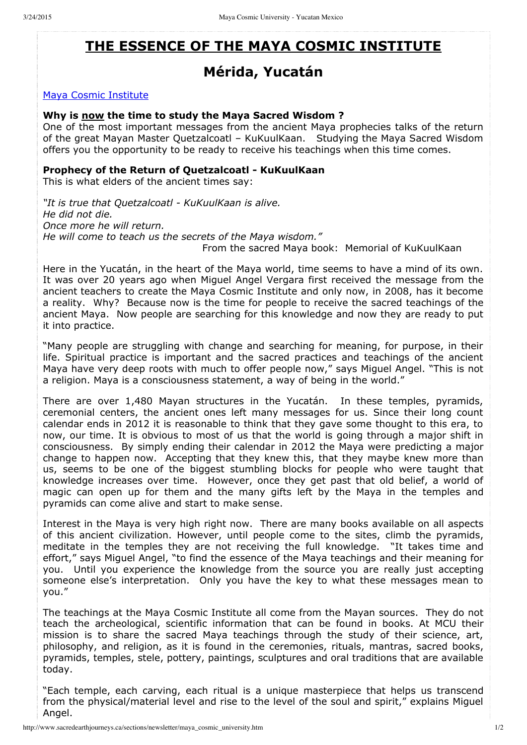# THE ESSENCE OF THE MAYA COSMIC INSTITUTE

## Mérida, Yucatán

Maya Cosmic Institute

**Why is now the time to study the Maya Sacred Wisdom ?**
One of the most important messages from the ancient Maya prophecies talks of the return of the great Mayan Master Quetzalcoatl – KuKuulKaan. Studying the Maya Sacred Wisdom offers you the opportunity to be ready to receive his teachings when this time comes.

**Prophecy of the Return of Quetzalcoatl - KuKuulKaan**
This is what elders of the ancient times say:

*"It is true that Quetzalcoatl - KuKuulKaan is alive.*
*He did not die.*
*Once more he will return.*
*He will come to teach us the secrets of the Maya wisdom."*

From the sacred Maya book: Memorial of KuKuulKaan

Here in the Yucatán, in the heart of the Maya world, time seems to have a mind of its own. It was over 20 years ago when Miguel Angel Vergara first received the message from the ancient teachers to create the Maya Cosmic Institute and only now, in 2008, has it become a reality. Why? Because now is the time for people to receive the sacred teachings of the ancient Maya. Now people are searching for this knowledge and now they are ready to put it into practice.

"Many people are struggling with change and searching for meaning, for purpose, in their life. Spiritual practice is important and the sacred practices and teachings of the ancient Maya have very deep roots with much to offer people now," says Miguel Angel. "This is not a religion. Maya is a consciousness statement, a way of being in the world."

There are over 1,480 Mayan structures in the Yucatán. In these temples, pyramids, ceremonial centers, the ancient ones left many messages for us. Since their long count calendar ends in 2012 it is reasonable to think that they gave some thought to this era, to now, our time. It is obvious to most of us that the world is going through a major shift in consciousness. By simply ending their calendar in 2012 the Maya were predicting a major change to happen now. Accepting that they knew this, that they maybe knew more than us, seems to be one of the biggest stumbling blocks for people who were taught that knowledge increases over time. However, once they get past that old belief, a world of magic can open up for them and the many gifts left by the Maya in the temples and pyramids can come alive and start to make sense.

Interest in the Maya is very high right now. There are many books available on all aspects of this ancient civilization. However, until people come to the sites, climb the pyramids, meditate in the temples they are not receiving the full knowledge. "It takes time and effort," says Miguel Angel, "to find the essence of the Maya teachings and their meaning for you. Until you experience the knowledge from the source you are really just accepting someone else's interpretation. Only you have the key to what these messages mean to you."

The teachings at the Maya Cosmic Institute all come from the Mayan sources. They do not teach the archeological, scientific information that can be found in books. At MCU their mission is to share the sacred Maya teachings through the study of their science, art, philosophy, and religion, as it is found in the ceremonies, rituals, mantras, sacred books, pyramids, temples, stele, pottery, paintings, sculptures and oral traditions that are available today.

"Each temple, each carving, each ritual is a unique masterpiece that helps us transcend from the physical/material level and rise to the level of the soul and spirit," explains Miguel Angel.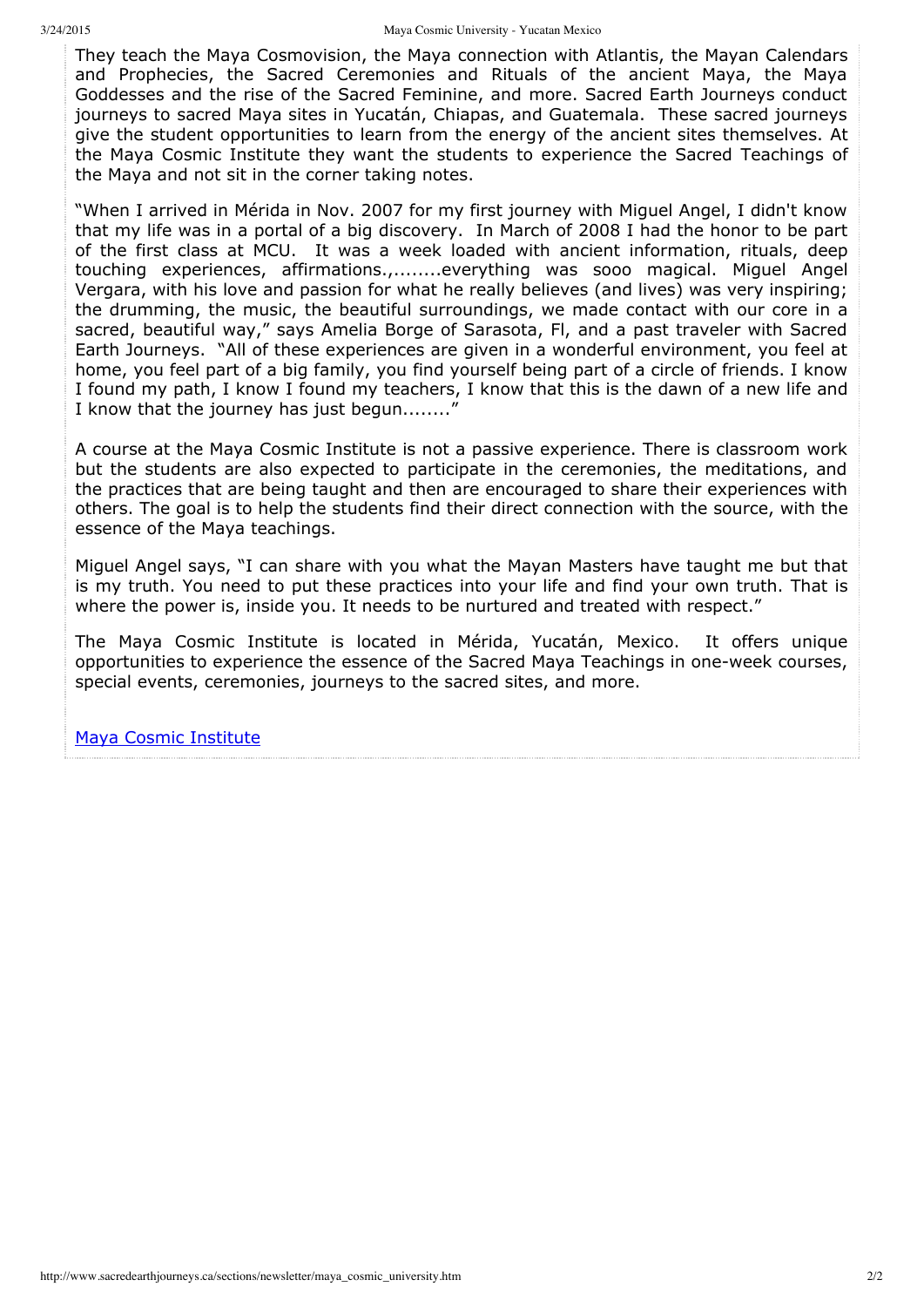They teach the Maya Cosmovision, the Maya connection with Atlantis, the Mayan Calendars and Prophecies, the Sacred Ceremonies and Rituals of the ancient Maya, the Maya Goddesses and the rise of the Sacred Feminine, and more. Sacred Earth Journeys conduct journeys to sacred Maya sites in Yucatán, Chiapas, and Guatemala. These sacred journeys give the student opportunities to learn from the energy of the ancient sites themselves. At the Maya Cosmic Institute they want the students to experience the Sacred Teachings of the Maya and not sit in the corner taking notes.

"When I arrived in Mérida in Nov. 2007 for my first journey with Miguel Angel, I didn't know that my life was in a portal of a big discovery. In March of 2008 I had the honor to be part of the first class at MCU. It was a week loaded with ancient information, rituals, deep touching experiences, affirmations.,........everything was sooo magical. Miguel Angel Vergara, with his love and passion for what he really believes (and lives) was very inspiring; the drumming, the music, the beautiful surroundings, we made contact with our core in a sacred, beautiful way," says Amelia Borge of Sarasota, Fl, and a past traveler with Sacred Earth Journeys. "All of these experiences are given in a wonderful environment, you feel at home, you feel part of a big family, you find yourself being part of a circle of friends. I know I found my path, I know I found my teachers, I know that this is the dawn of a new life and I know that the journey has just begun........"

A course at the Maya Cosmic Institute is not a passive experience. There is classroom work but the students are also expected to participate in the ceremonies, the meditations, and the practices that are being taught and then are encouraged to share their experiences with others. The goal is to help the students find their direct connection with the source, with the essence of the Maya teachings.

Miguel Angel says, "I can share with you what the Mayan Masters have taught me but that is my truth. You need to put these practices into your life and find your own truth. That is where the power is, inside you. It needs to be nurtured and treated with respect."

The Maya Cosmic Institute is located in Mérida, Yucatán, Mexico. It offers unique opportunities to experience the essence of the Sacred Maya Teachings in one-week courses, special events, ceremonies, journeys to the sacred sites, and more.

[Maya Cosmic Institute]